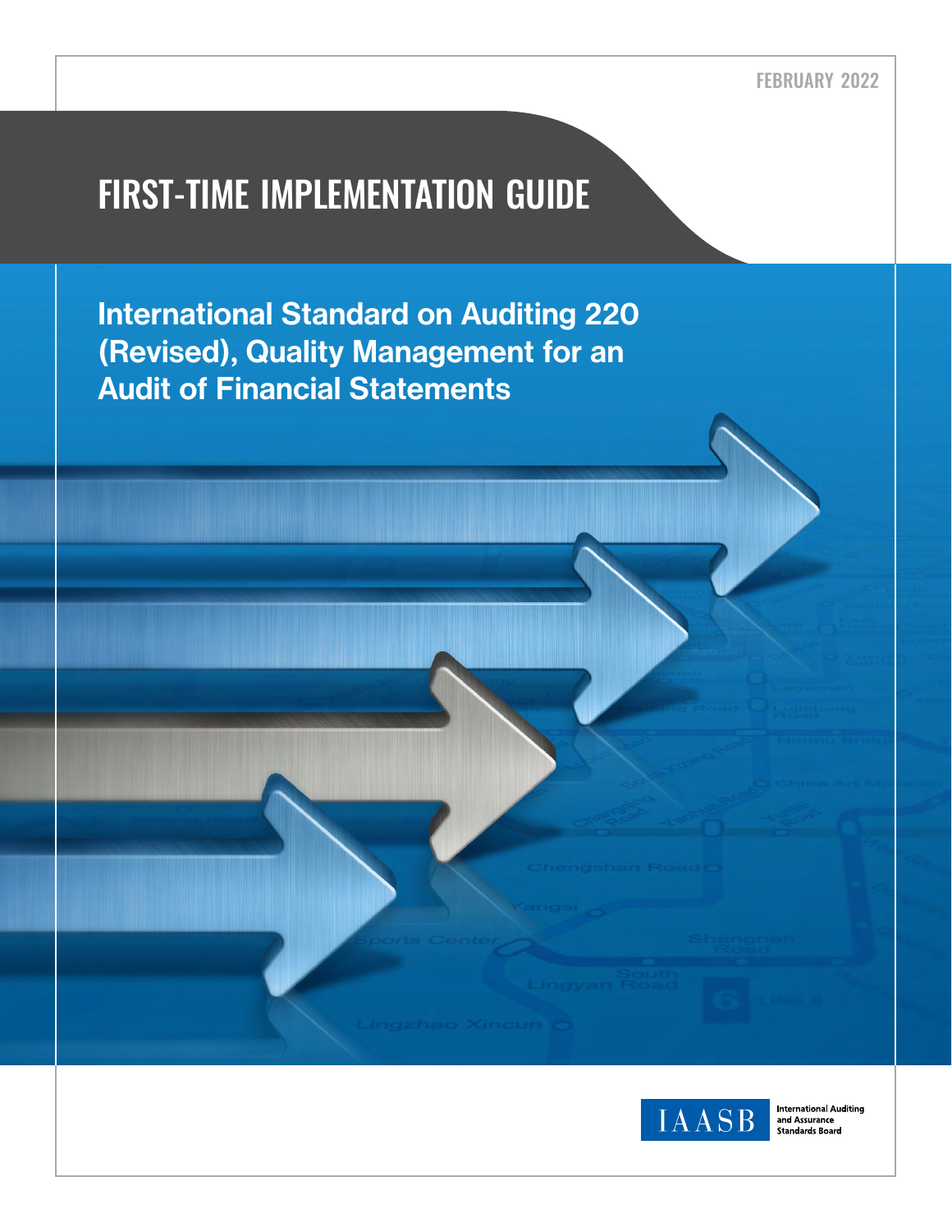FEBRUARY 2022

# FIRST-TIME IMPLEMENTATION GUIDE

## International Standard on Auditing 220 (Revised), Quality Management for an Audit of Financial Statements

IAASB International Auditing and Assurance Standards Board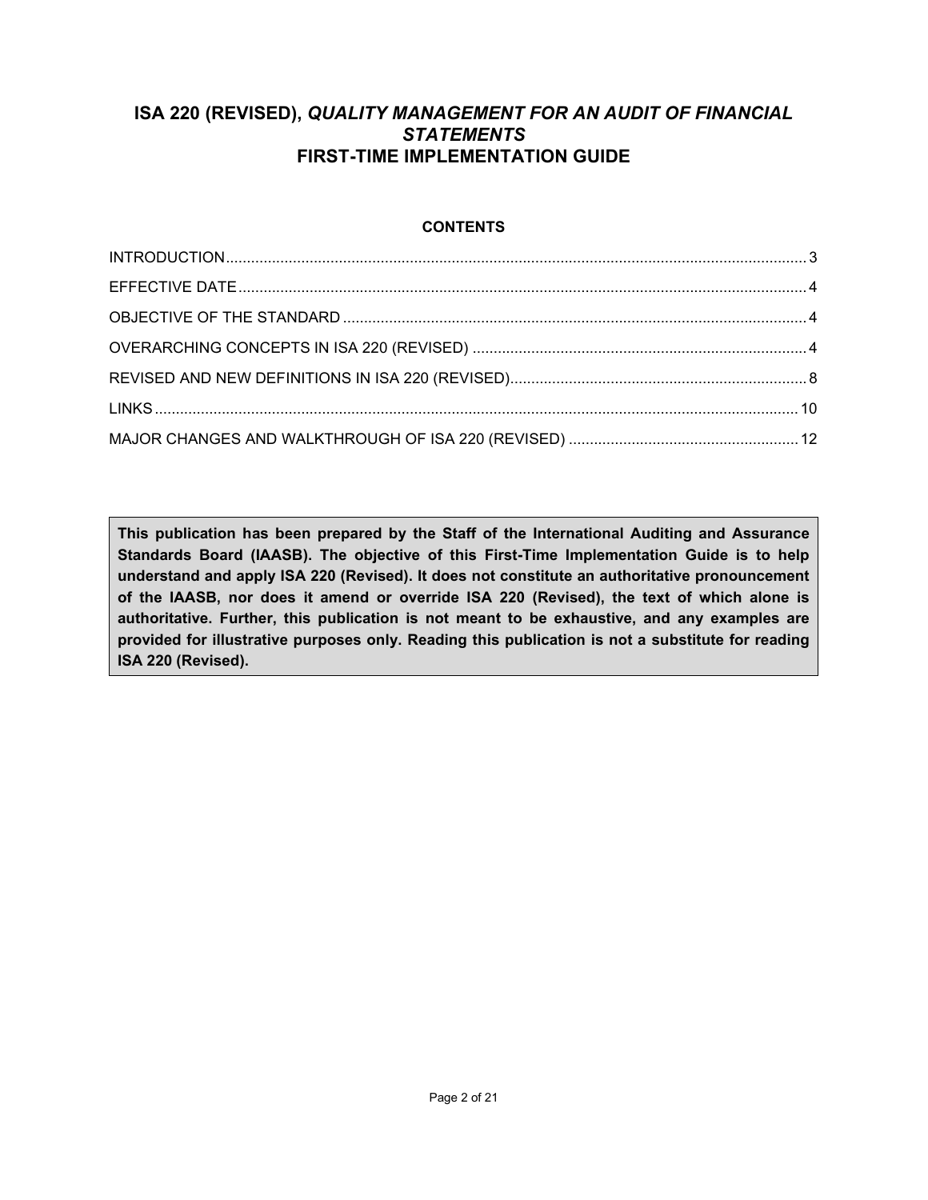# ISA 220 (REVISED), *QUALITY MANAGEMENT FOR AN AUDIT OF FINANCIAL STATEMENTS* FIRST-TIME IMPLEMENTATION GUIDE

## CONTENTS

| | |
|---|---|
| INTRODUCTION | 3 |
| EFFECTIVE DATE | 4 |
| OBJECTIVE OF THE STANDARD | 4 |
| OVERARCHING CONCEPTS IN ISA 220 (REVISED) | 4 |
| REVISED AND NEW DEFINITIONS IN ISA 220 (REVISED) | 8 |
| LINKS | 10 |
| MAJOR CHANGES AND WALKTHROUGH OF ISA 220 (REVISED) | 12 |

**This publication has been prepared by the Staff of the International Auditing and Assurance Standards Board (IAASB). The objective of this First-Time Implementation Guide is to help understand and apply ISA 220 (Revised). It does not constitute an authoritative pronouncement of the IAASB, nor does it amend or override ISA 220 (Revised), the text of which alone is authoritative. Further, this publication is not meant to be exhaustive, and any examples are provided for illustrative purposes only. Reading this publication is not a substitute for reading ISA 220 (Revised).**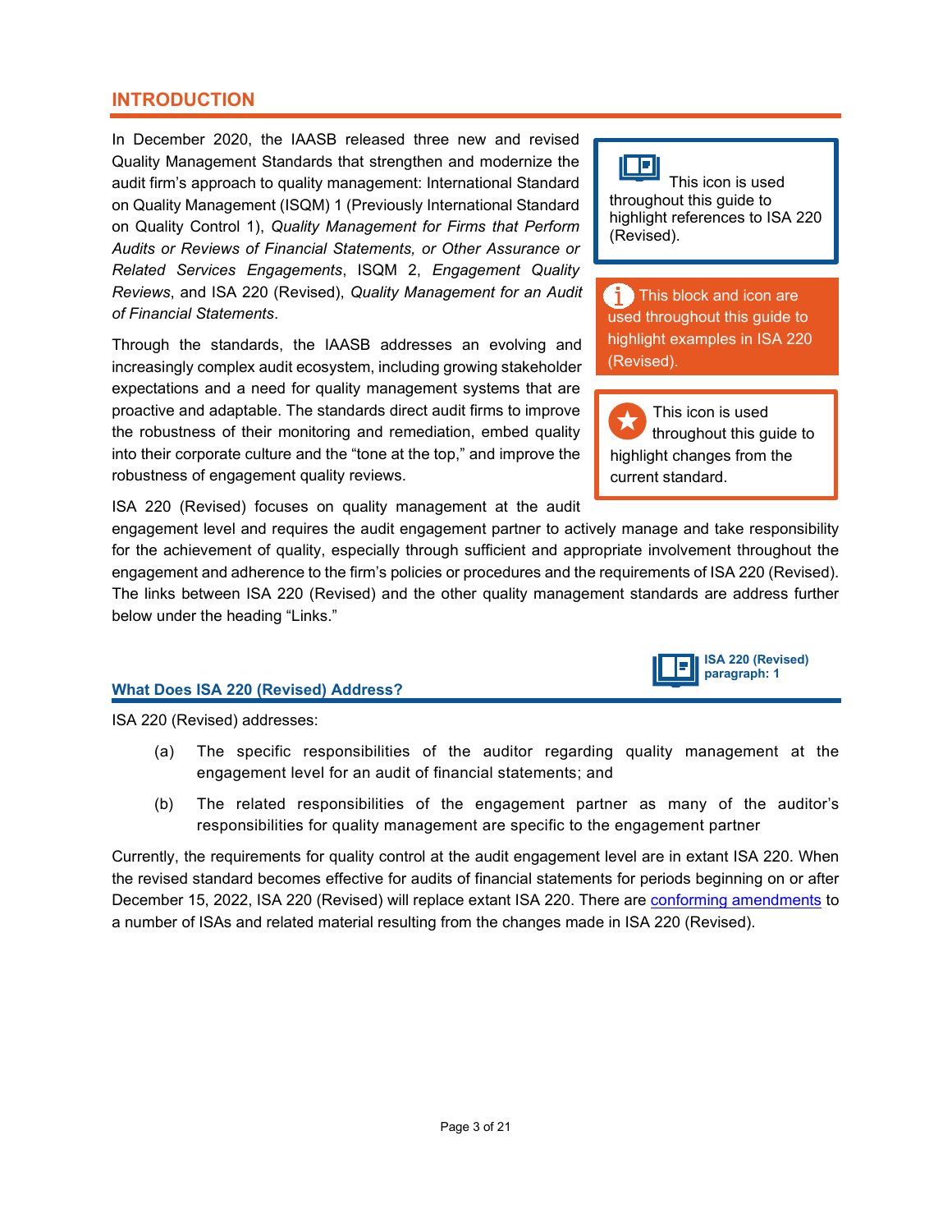## INTRODUCTION

In December 2020, the IAASB released three new and revised Quality Management Standards that strengthen and modernize the audit firm's approach to quality management: International Standard on Quality Management (ISQM) 1 (Previously International Standard on Quality Control 1), *Quality Management for Firms that Perform Audits or Reviews of Financial Statements, or Other Assurance or Related Services Engagements*, ISQM 2, *Engagement Quality Reviews*, and ISA 220 (Revised), *Quality Management for an Audit of Financial Statements*.

Through the standards, the IAASB addresses an evolving and increasingly complex audit ecosystem, including growing stakeholder expectations and a need for quality management systems that are proactive and adaptable. The standards direct audit firms to improve the robustness of their monitoring and remediation, embed quality into their corporate culture and the "tone at the top," and improve the robustness of engagement quality reviews.

ISA 220 (Revised) focuses on quality management at the audit engagement level and requires the audit engagement partner to actively manage and take responsibility for the achievement of quality, especially through sufficient and appropriate involvement throughout the engagement and adherence to the firm's policies or procedures and the requirements of ISA 220 (Revised). The links between ISA 220 (Revised) and the other quality management standards are address further below under the heading "Links."

> This icon is used throughout this guide to highlight references to ISA 220 (Revised).

> This block and icon are used throughout this guide to highlight examples in ISA 220 (Revised).

> This icon is used throughout this guide to highlight changes from the current standard.

### What Does ISA 220 (Revised) Address?

**ISA 220 (Revised) paragraph: 1**

ISA 220 (Revised) addresses:

(a) The specific responsibilities of the auditor regarding quality management at the engagement level for an audit of financial statements; and

(b) The related responsibilities of the engagement partner as many of the auditor's responsibilities for quality management are specific to the engagement partner

Currently, the requirements for quality control at the audit engagement level are in extant ISA 220. When the revised standard becomes effective for audits of financial statements for periods beginning on or after December 15, 2022, ISA 220 (Revised) will replace extant ISA 220. There are conforming amendments to a number of ISAs and related material resulting from the changes made in ISA 220 (Revised).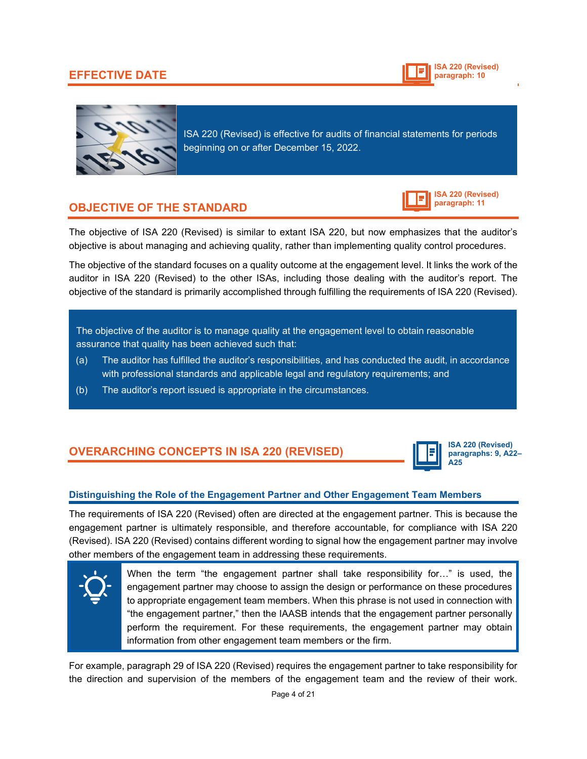## EFFECTIVE DATE

ISA 220 (Revised) paragraph: 10

ISA 220 (Revised) is effective for audits of financial statements for periods beginning on or after December 15, 2022.

## OBJECTIVE OF THE STANDARD

ISA 220 (Revised) paragraph: 11

The objective of ISA 220 (Revised) is similar to extant ISA 220, but now emphasizes that the auditor's objective is about managing and achieving quality, rather than implementing quality control procedures.

The objective of the standard focuses on a quality outcome at the engagement level. It links the work of the auditor in ISA 220 (Revised) to the other ISAs, including those dealing with the auditor's report. The objective of the standard is primarily accomplished through fulfilling the requirements of ISA 220 (Revised).

The objective of the auditor is to manage quality at the engagement level to obtain reasonable assurance that quality has been achieved such that:

(a) The auditor has fulfilled the auditor's responsibilities, and has conducted the audit, in accordance with professional standards and applicable legal and regulatory requirements; and

(b) The auditor's report issued is appropriate in the circumstances.

## OVERARCHING CONCEPTS IN ISA 220 (REVISED)

ISA 220 (Revised) paragraphs: 9, A22–A25

### Distinguishing the Role of the Engagement Partner and Other Engagement Team Members

The requirements of ISA 220 (Revised) often are directed at the engagement partner. This is because the engagement partner is ultimately responsible, and therefore accountable, for compliance with ISA 220 (Revised). ISA 220 (Revised) contains different wording to signal how the engagement partner may involve other members of the engagement team in addressing these requirements.

When the term "the engagement partner shall take responsibility for…" is used, the engagement partner may choose to assign the design or performance on these procedures to appropriate engagement team members. When this phrase is not used in connection with "the engagement partner," then the IAASB intends that the engagement partner personally perform the requirement. For these requirements, the engagement partner may obtain information from other engagement team members or the firm.

For example, paragraph 29 of ISA 220 (Revised) requires the engagement partner to take responsibility for the direction and supervision of the members of the engagement team and the review of their work.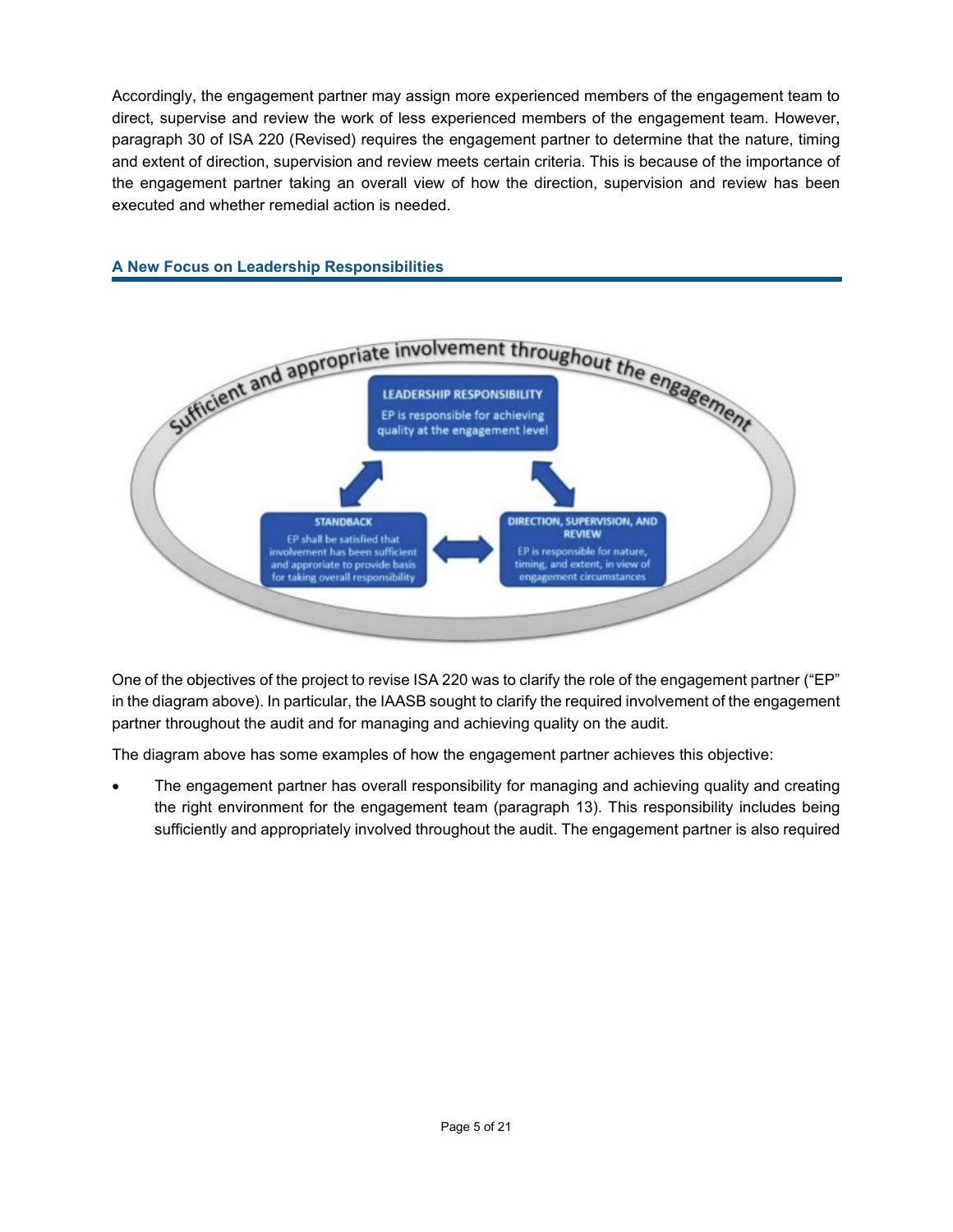Accordingly, the engagement partner may assign more experienced members of the engagement team to direct, supervise and review the work of less experienced members of the engagement team. However, paragraph 30 of ISA 220 (Revised) requires the engagement partner to determine that the nature, timing and extent of direction, supervision and review meets certain criteria. This is because of the importance of the engagement partner taking an overall view of how the direction, supervision and review has been executed and whether remedial action is needed.

## A New Focus on Leadership Responsibilities

Sufficient and appropriate involvement throughout the engagement

**LEADERSHIP RESPONSIBILITY**
EP is responsible for achieving quality at the engagement level

**STANDBACK**
EP shall be satisfied that involvement has been sufficient and appropriate to provide basis for taking overall responsibility

**DIRECTION, SUPERVISION, AND REVIEW**
EP is responsible for nature, timing, and extent, in view of engagement circumstances

One of the objectives of the project to revise ISA 220 was to clarify the role of the engagement partner ("EP" in the diagram above). In particular, the IAASB sought to clarify the required involvement of the engagement partner throughout the audit and for managing and achieving quality on the audit.

The diagram above has some examples of how the engagement partner achieves this objective:

- The engagement partner has overall responsibility for managing and achieving quality and creating the right environment for the engagement team (paragraph 13). This responsibility includes being sufficiently and appropriately involved throughout the audit. The engagement partner is also required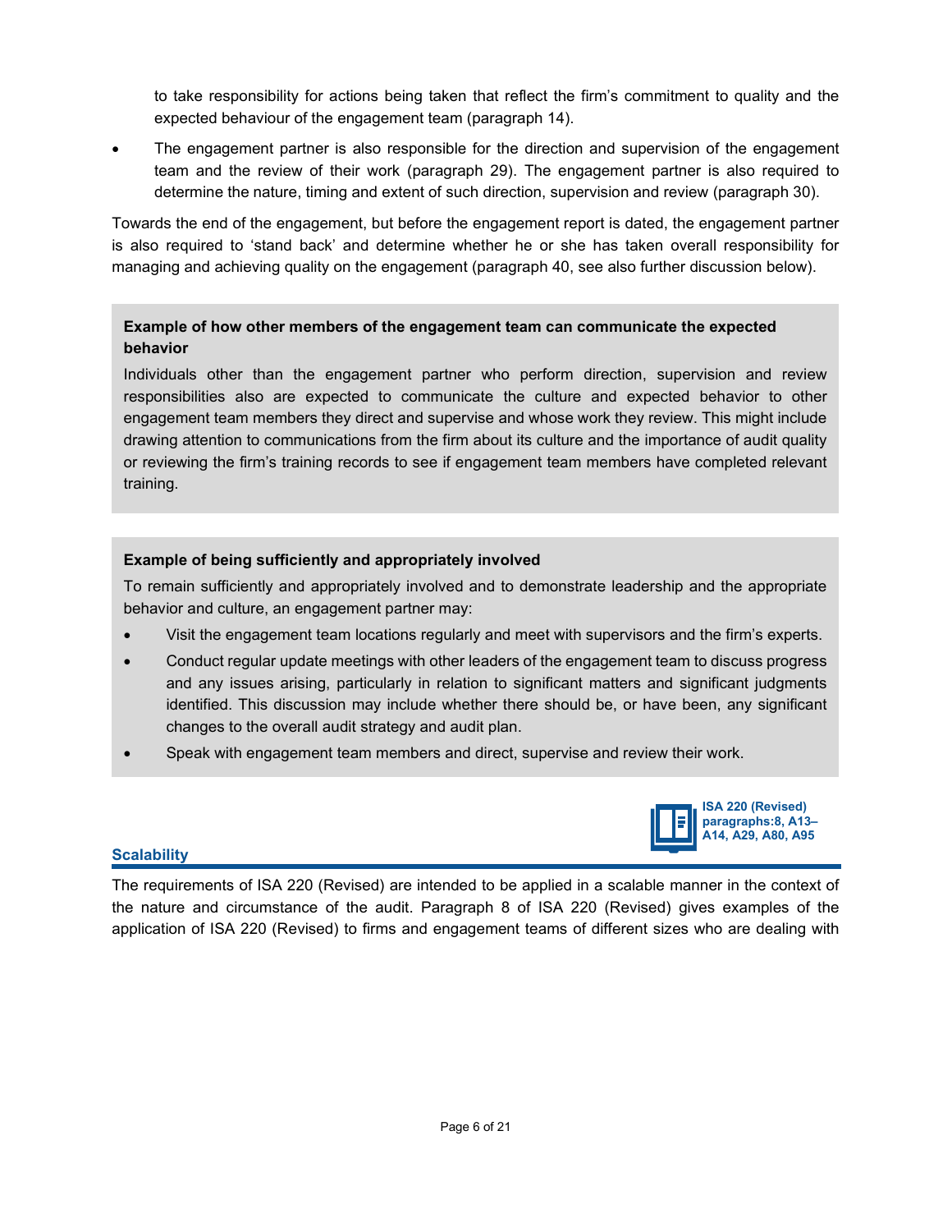to take responsibility for actions being taken that reflect the firm's commitment to quality and the expected behaviour of the engagement team (paragraph 14).

- The engagement partner is also responsible for the direction and supervision of the engagement team and the review of their work (paragraph 29). The engagement partner is also required to determine the nature, timing and extent of such direction, supervision and review (paragraph 30).

Towards the end of the engagement, but before the engagement report is dated, the engagement partner is also required to 'stand back' and determine whether he or she has taken overall responsibility for managing and achieving quality on the engagement (paragraph 40, see also further discussion below).

**Example of how other members of the engagement team can communicate the expected behavior**

Individuals other than the engagement partner who perform direction, supervision and review responsibilities also are expected to communicate the culture and expected behavior to other engagement team members they direct and supervise and whose work they review. This might include drawing attention to communications from the firm about its culture and the importance of audit quality or reviewing the firm's training records to see if engagement team members have completed relevant training.

**Example of being sufficiently and appropriately involved**

To remain sufficiently and appropriately involved and to demonstrate leadership and the appropriate behavior and culture, an engagement partner may:

- Visit the engagement team locations regularly and meet with supervisors and the firm's experts.
- Conduct regular update meetings with other leaders of the engagement team to discuss progress and any issues arising, particularly in relation to significant matters and significant judgments identified. This discussion may include whether there should be, or have been, any significant changes to the overall audit strategy and audit plan.
- Speak with engagement team members and direct, supervise and review their work.

**ISA 220 (Revised) paragraphs:8, A13–A14, A29, A80, A95**

## Scalability

The requirements of ISA 220 (Revised) are intended to be applied in a scalable manner in the context of the nature and circumstance of the audit. Paragraph 8 of ISA 220 (Revised) gives examples of the application of ISA 220 (Revised) to firms and engagement teams of different sizes who are dealing with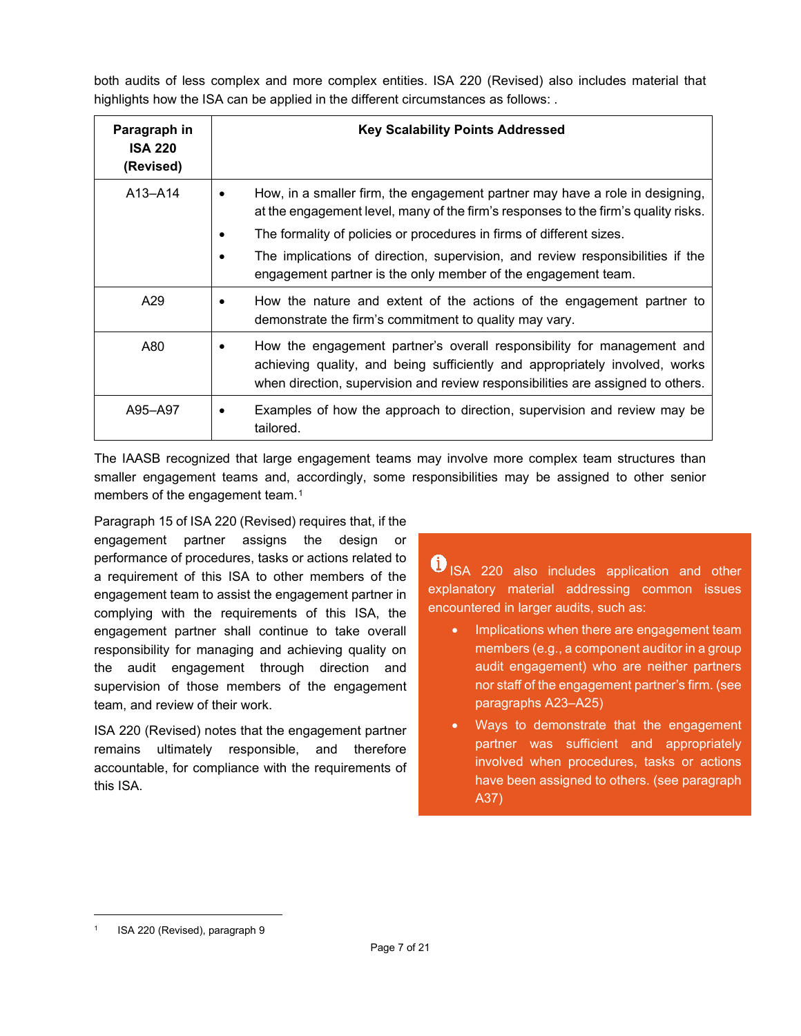both audits of less complex and more complex entities. ISA 220 (Revised) also includes material that highlights how the ISA can be applied in the different circumstances as follows: .

| Paragraph in ISA 220 (Revised) | Key Scalability Points Addressed |
|---|---|
| A13–A14 | • How, in a smaller firm, the engagement partner may have a role in designing, at the engagement level, many of the firm's responses to the firm's quality risks.<br>• The formality of policies or procedures in firms of different sizes.<br>• The implications of direction, supervision, and review responsibilities if the engagement partner is the only member of the engagement team. |
| A29 | • How the nature and extent of the actions of the engagement partner to demonstrate the firm's commitment to quality may vary. |
| A80 | • How the engagement partner's overall responsibility for management and achieving quality, and being sufficiently and appropriately involved, works when direction, supervision and review responsibilities are assigned to others. |
| A95–A97 | • Examples of how the approach to direction, supervision and review may be tailored. |

The IAASB recognized that large engagement teams may involve more complex team structures than smaller engagement teams and, accordingly, some responsibilities may be assigned to other senior members of the engagement team.[1]

Paragraph 15 of ISA 220 (Revised) requires that, if the engagement partner assigns the design or performance of procedures, tasks or actions related to a requirement of this ISA to other members of the engagement team to assist the engagement partner in complying with the requirements of this ISA, the engagement partner shall continue to take overall responsibility for managing and achieving quality on the audit engagement through direction and supervision of those members of the engagement team, and review of their work.

ISA 220 (Revised) notes that the engagement partner remains ultimately responsible, and therefore accountable, for compliance with the requirements of this ISA.

ISA 220 also includes application and other explanatory material addressing common issues encountered in larger audits, such as:

- Implications when there are engagement team members (e.g., a component auditor in a group audit engagement) who are neither partners nor staff of the engagement partner's firm. (see paragraphs A23–A25)
- Ways to demonstrate that the engagement partner was sufficient and appropriately involved when procedures, tasks or actions have been assigned to others. (see paragraph A37)

---

[1] ISA 220 (Revised), paragraph 9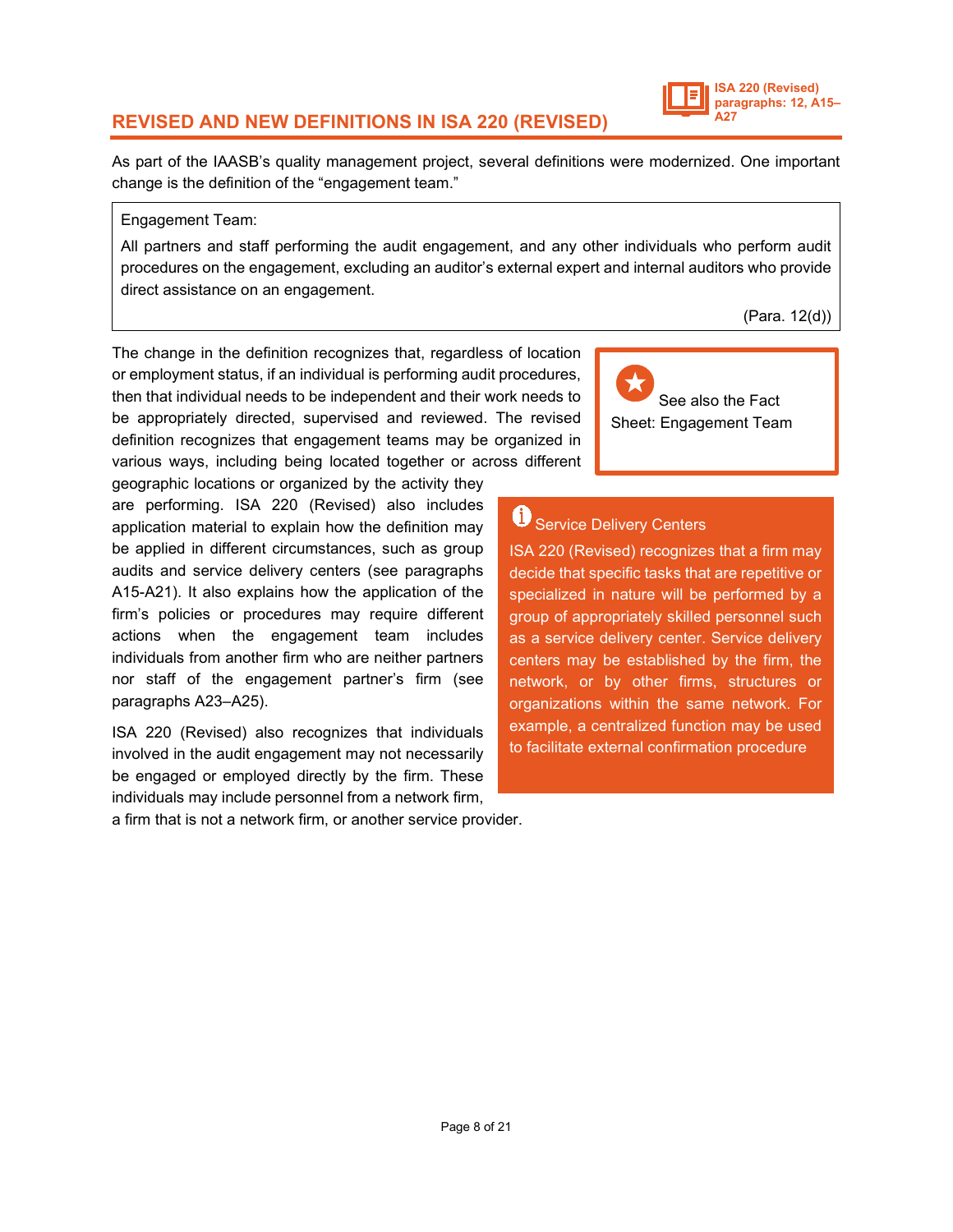## REVISED AND NEW DEFINITIONS IN ISA 220 (REVISED)

ISA 220 (Revised) paragraphs: 12, A15–A27

As part of the IAASB's quality management project, several definitions were modernized. One important change is the definition of the "engagement team."

> Engagement Team:
>
> All partners and staff performing the audit engagement, and any other individuals who perform audit procedures on the engagement, excluding an auditor's external expert and internal auditors who provide direct assistance on an engagement.
>
> (Para. 12(d))

The change in the definition recognizes that, regardless of location or employment status, if an individual is performing audit procedures, then that individual needs to be independent and their work needs to be appropriately directed, supervised and reviewed. The revised definition recognizes that engagement teams may be organized in various ways, including being located together or across different geographic locations or organized by the activity they are performing. ISA 220 (Revised) also includes application material to explain how the definition may be applied in different circumstances, such as group audits and service delivery centers (see paragraphs A15-A21). It also explains how the application of the firm's policies or procedures may require different actions when the engagement team includes individuals from another firm who are neither partners nor staff of the engagement partner's firm (see paragraphs A23–A25).

ISA 220 (Revised) also recognizes that individuals involved in the audit engagement may not necessarily be engaged or employed directly by the firm. These individuals may include personnel from a network firm, a firm that is not a network firm, or another service provider.

> See also the Fact Sheet: Engagement Team

> **Service Delivery Centers**
>
> ISA 220 (Revised) recognizes that a firm may decide that specific tasks that are repetitive or specialized in nature will be performed by a group of appropriately skilled personnel such as a service delivery center. Service delivery centers may be established by the firm, the network, or by other firms, structures or organizations within the same network. For example, a centralized function may be used to facilitate external confirmation procedure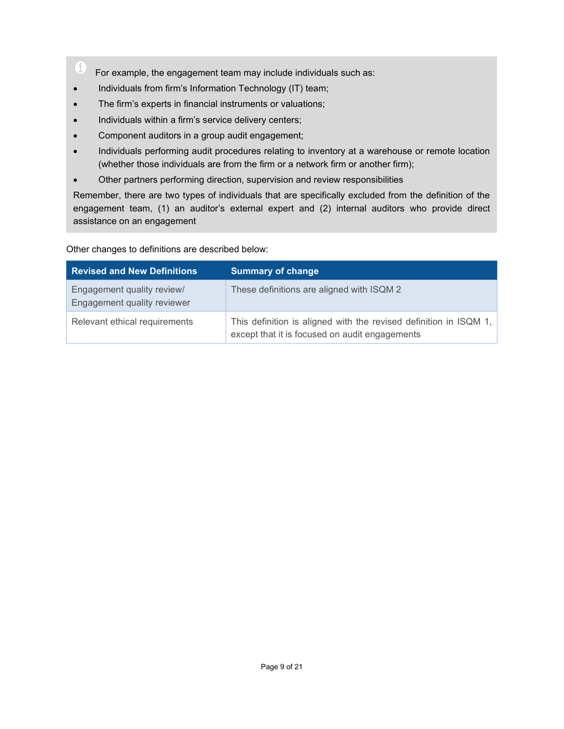For example, the engagement team may include individuals such as:

- Individuals from firm's Information Technology (IT) team;
- The firm's experts in financial instruments or valuations;
- Individuals within a firm's service delivery centers;
- Component auditors in a group audit engagement;
- Individuals performing audit procedures relating to inventory at a warehouse or remote location (whether those individuals are from the firm or a network firm or another firm);
- Other partners performing direction, supervision and review responsibilities

Remember, there are two types of individuals that are specifically excluded from the definition of the engagement team, (1) an auditor's external expert and (2) internal auditors who provide direct assistance on an engagement

Other changes to definitions are described below:

| Revised and New Definitions | Summary of change |
|---|---|
| Engagement quality review/ Engagement quality reviewer | These definitions are aligned with ISQM 2 |
| Relevant ethical requirements | This definition is aligned with the revised definition in ISQM 1, except that it is focused on audit engagements |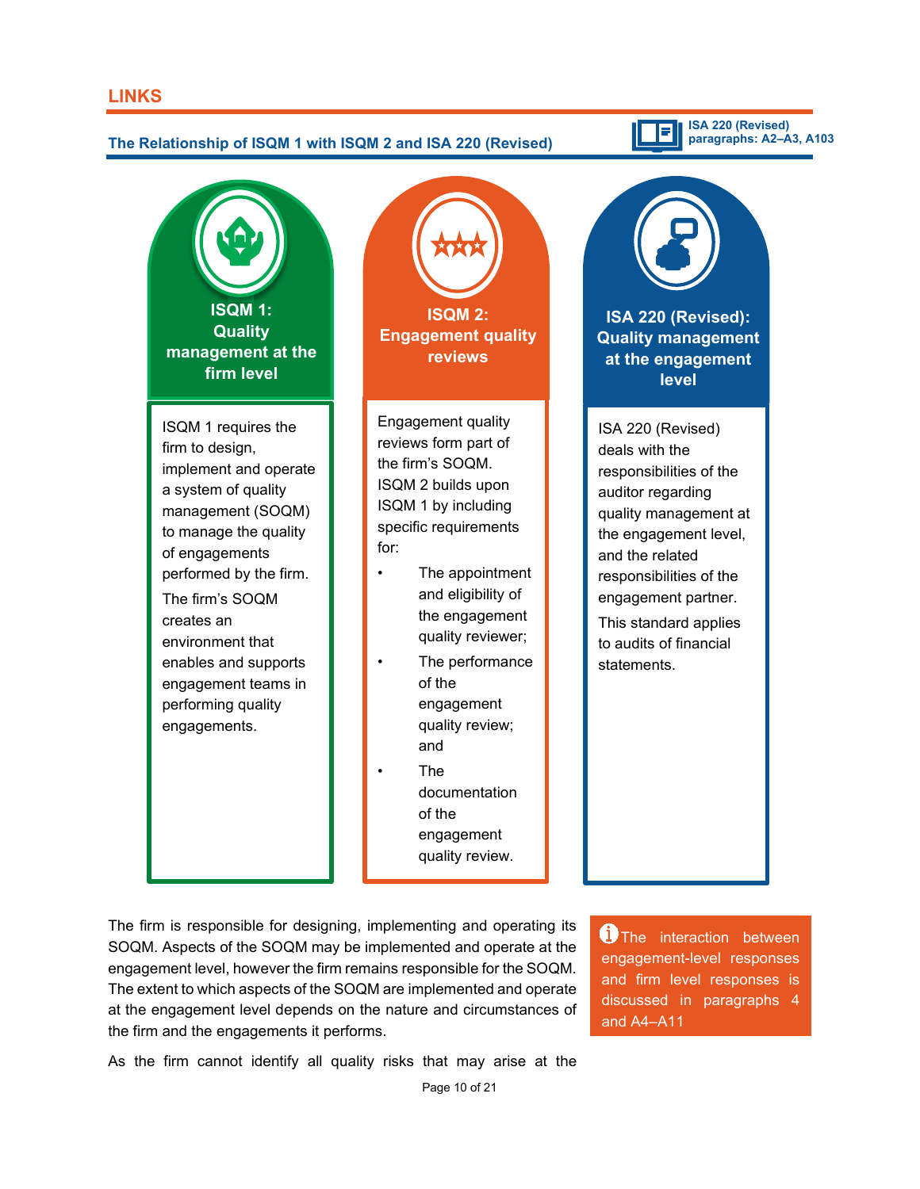## LINKS

### The Relationship of ISQM 1 with ISQM 2 and ISA 220 (Revised)

ISA 220 (Revised) paragraphs: A2–A3, A103

**ISQM 1: Quality management at the firm level**

ISQM 1 requires the firm to design, implement and operate a system of quality management (SOQM) to manage the quality of engagements performed by the firm.

The firm's SOQM creates an environment that enables and supports engagement teams in performing quality engagements.

**ISQM 2: Engagement quality reviews**

Engagement quality reviews form part of the firm's SOQM. ISQM 2 builds upon ISQM 1 by including specific requirements for:

- The appointment and eligibility of the engagement quality reviewer;
- The performance of the engagement quality review; and
- The documentation of the engagement quality review.

**ISA 220 (Revised): Quality management at the engagement level**

ISA 220 (Revised) deals with the responsibilities of the auditor regarding quality management at the engagement level, and the related responsibilities of the engagement partner.

This standard applies to audits of financial statements.

The firm is responsible for designing, implementing and operating its SOQM. Aspects of the SOQM may be implemented and operate at the engagement level, however the firm remains responsible for the SOQM. The extent to which aspects of the SOQM are implemented and operate at the engagement level depends on the nature and circumstances of the firm and the engagements it performs.

The interaction between engagement-level responses and firm level responses is discussed in paragraphs 4 and A4–A11

As the firm cannot identify all quality risks that may arise at the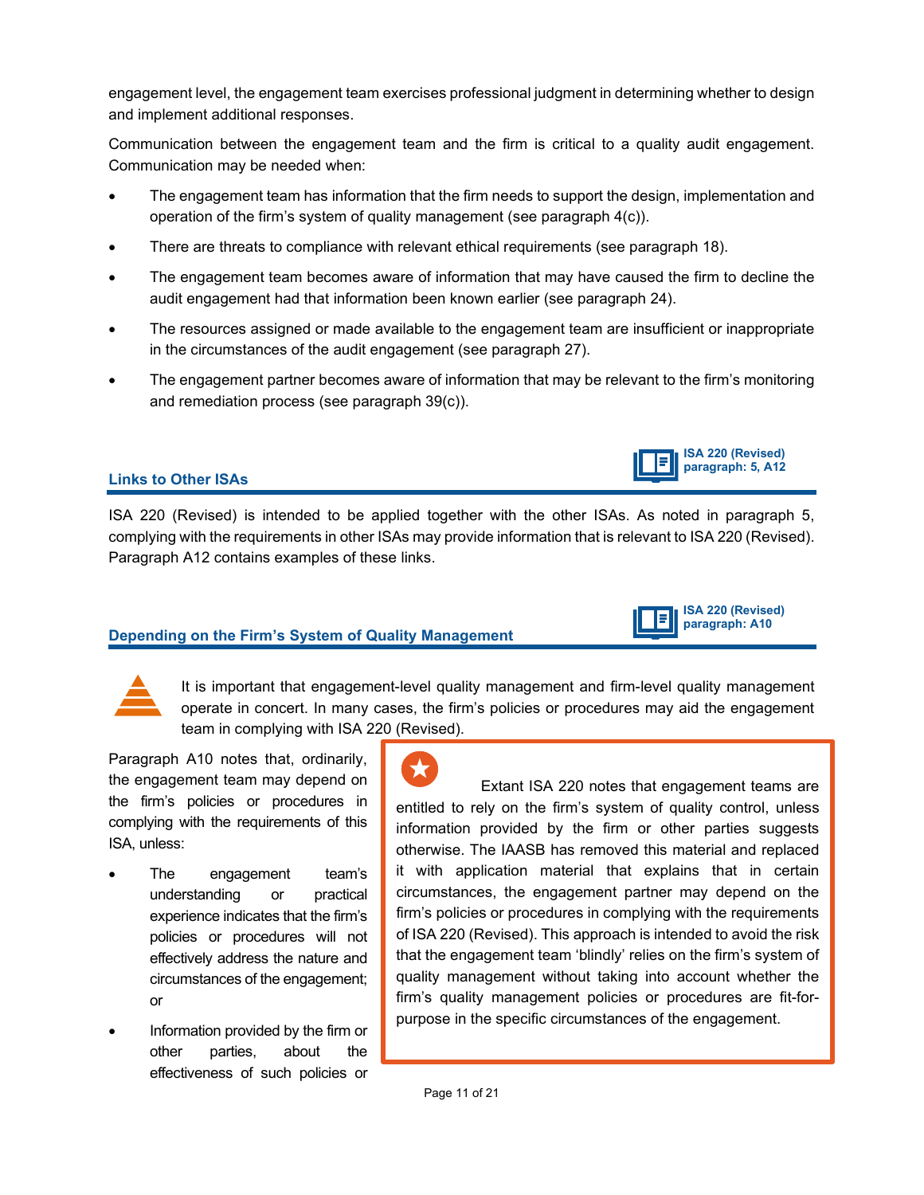engagement level, the engagement team exercises professional judgment in determining whether to design and implement additional responses.

Communication between the engagement team and the firm is critical to a quality audit engagement. Communication may be needed when:

- The engagement team has information that the firm needs to support the design, implementation and operation of the firm's system of quality management (see paragraph 4(c)).
- There are threats to compliance with relevant ethical requirements (see paragraph 18).
- The engagement team becomes aware of information that may have caused the firm to decline the audit engagement had that information been known earlier (see paragraph 24).
- The resources assigned or made available to the engagement team are insufficient or inappropriate in the circumstances of the audit engagement (see paragraph 27).
- The engagement partner becomes aware of information that may be relevant to the firm's monitoring and remediation process (see paragraph 39(c)).

### Links to Other ISAs

**ISA 220 (Revised) paragraph: 5, A12**

ISA 220 (Revised) is intended to be applied together with the other ISAs. As noted in paragraph 5, complying with the requirements in other ISAs may provide information that is relevant to ISA 220 (Revised). Paragraph A12 contains examples of these links.

### Depending on the Firm's System of Quality Management

**ISA 220 (Revised) paragraph: A10**

It is important that engagement-level quality management and firm-level quality management operate in concert. In many cases, the firm's policies or procedures may aid the engagement team in complying with ISA 220 (Revised).

Paragraph A10 notes that, ordinarily, the engagement team may depend on the firm's policies or procedures in complying with the requirements of this ISA, unless:

- The engagement team's understanding or practical experience indicates that the firm's policies or procedures will not effectively address the nature and circumstances of the engagement; or
- Information provided by the firm or other parties, about the effectiveness of such policies or

> Extant ISA 220 notes that engagement teams are entitled to rely on the firm's system of quality control, unless information provided by the firm or other parties suggests otherwise. The IAASB has removed this material and replaced it with application material that explains that in certain circumstances, the engagement partner may depend on the firm's policies or procedures in complying with the requirements of ISA 220 (Revised). This approach is intended to avoid the risk that the engagement team 'blindly' relies on the firm's system of quality management without taking into account whether the firm's quality management policies or procedures are fit-for-purpose in the specific circumstances of the engagement.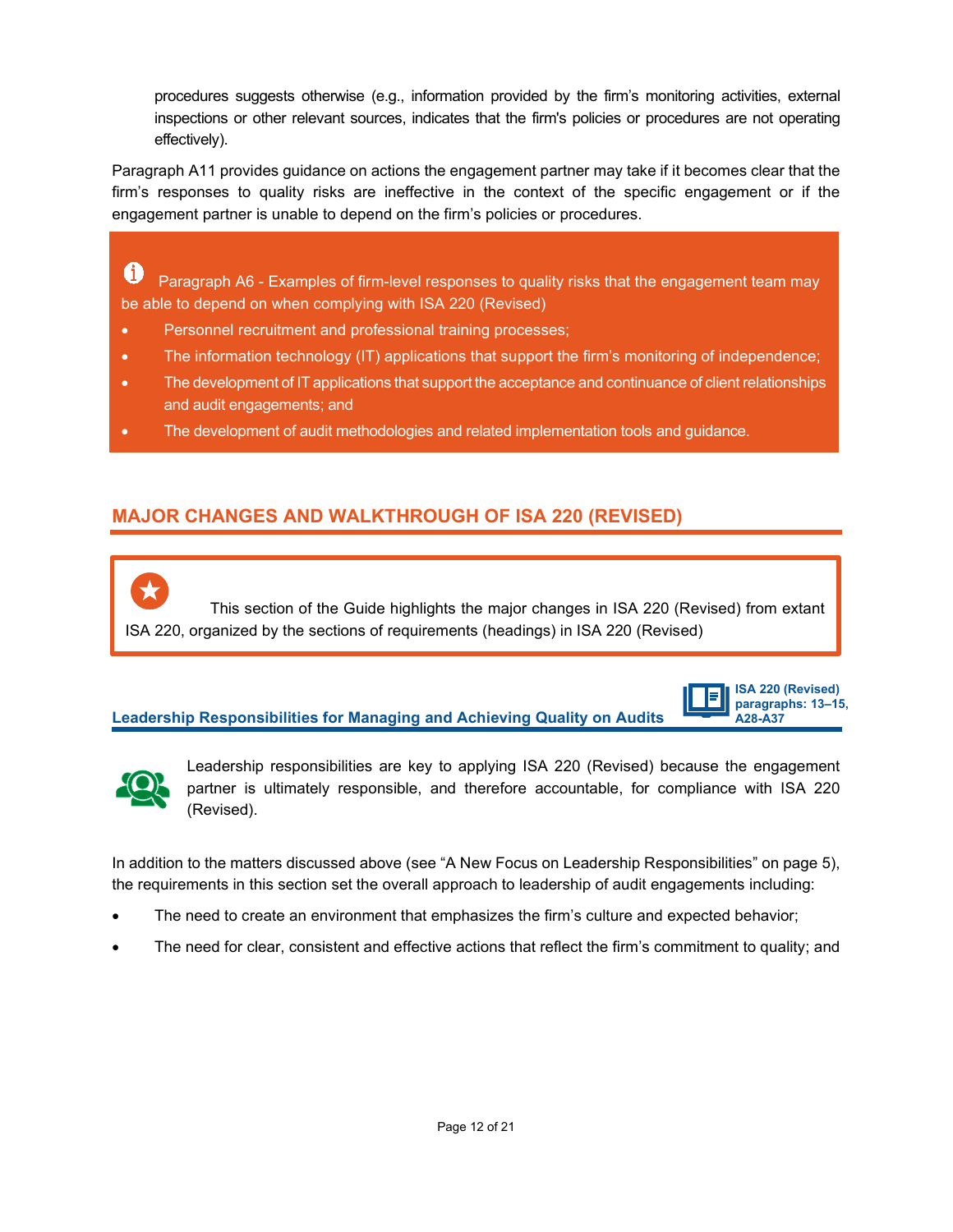procedures suggests otherwise (e.g., information provided by the firm's monitoring activities, external inspections or other relevant sources, indicates that the firm's policies or procedures are not operating effectively).

Paragraph A11 provides guidance on actions the engagement partner may take if it becomes clear that the firm's responses to quality risks are ineffective in the context of the specific engagement or if the engagement partner is unable to depend on the firm's policies or procedures.

> Paragraph A6 - Examples of firm-level responses to quality risks that the engagement team may be able to depend on when complying with ISA 220 (Revised)
>
> - Personnel recruitment and professional training processes;
> - The information technology (IT) applications that support the firm's monitoring of independence;
> - The development of IT applications that support the acceptance and continuance of client relationships and audit engagements; and
> - The development of audit methodologies and related implementation tools and guidance.

## MAJOR CHANGES AND WALKTHROUGH OF ISA 220 (REVISED)

> This section of the Guide highlights the major changes in ISA 220 (Revised) from extant ISA 220, organized by the sections of requirements (headings) in ISA 220 (Revised)

### Leadership Responsibilities for Managing and Achieving Quality on Audits

**ISA 220 (Revised) paragraphs: 13–15, A28-A37**

Leadership responsibilities are key to applying ISA 220 (Revised) because the engagement partner is ultimately responsible, and therefore accountable, for compliance with ISA 220 (Revised).

In addition to the matters discussed above (see "A New Focus on Leadership Responsibilities" on page 5), the requirements in this section set the overall approach to leadership of audit engagements including:

- The need to create an environment that emphasizes the firm's culture and expected behavior;
- The need for clear, consistent and effective actions that reflect the firm's commitment to quality; and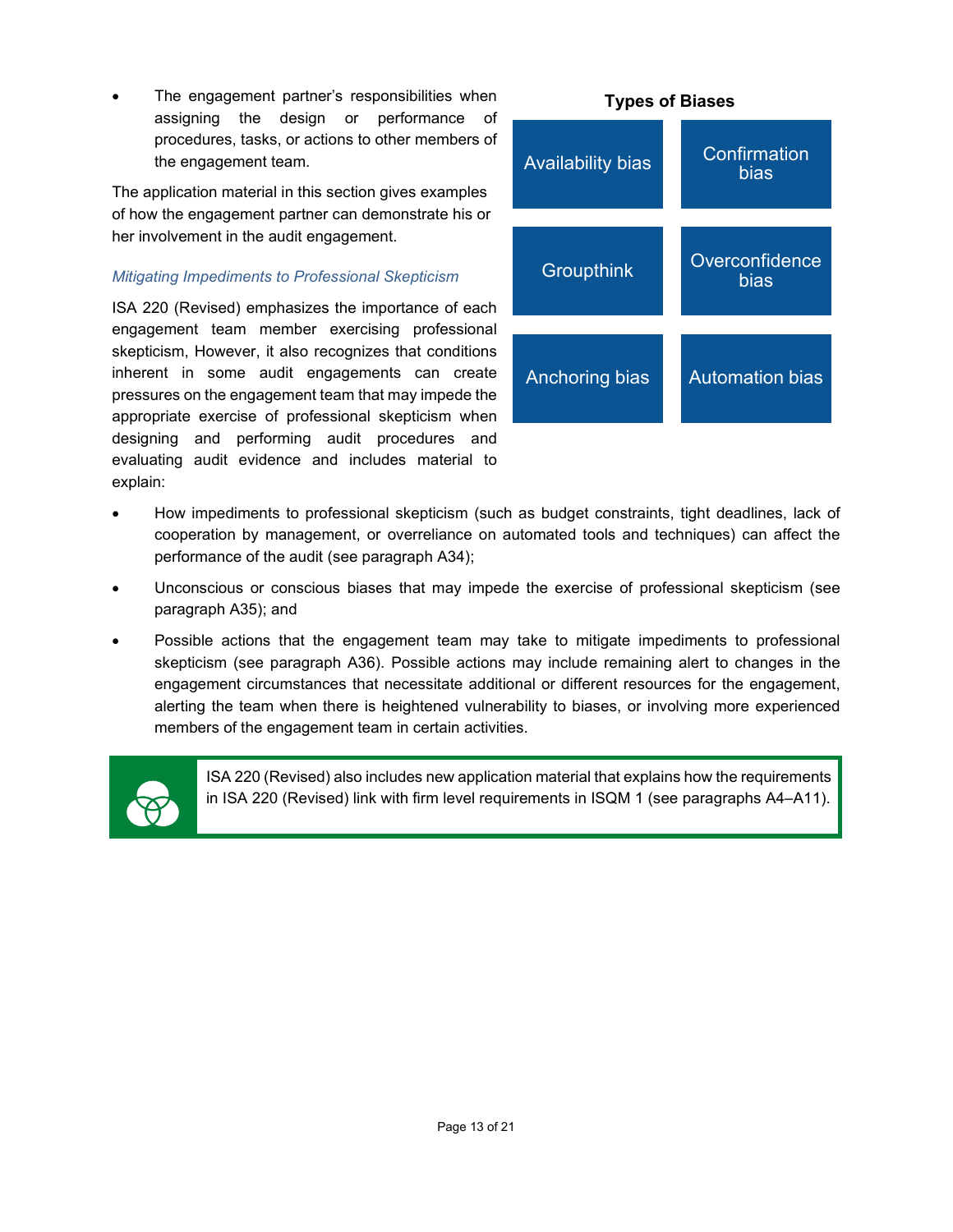- The engagement partner's responsibilities when assigning the design or performance of procedures, tasks, or actions to other members of the engagement team.

The application material in this section gives examples of how the engagement partner can demonstrate his or her involvement in the audit engagement.

*Mitigating Impediments to Professional Skepticism*

ISA 220 (Revised) emphasizes the importance of each engagement team member exercising professional skepticism, However, it also recognizes that conditions inherent in some audit engagements can create pressures on the engagement team that may impede the appropriate exercise of professional skepticism when designing and performing audit procedures and evaluating audit evidence and includes material to explain:

**Types of Biases**

| | |
|---|---|
| Availability bias | Confirmation bias |
| Groupthink | Overconfidence bias |
| Anchoring bias | Automation bias |

- How impediments to professional skepticism (such as budget constraints, tight deadlines, lack of cooperation by management, or overreliance on automated tools and techniques) can affect the performance of the audit (see paragraph A34);
- Unconscious or conscious biases that may impede the exercise of professional skepticism (see paragraph A35); and
- Possible actions that the engagement team may take to mitigate impediments to professional skepticism (see paragraph A36). Possible actions may include remaining alert to changes in the engagement circumstances that necessitate additional or different resources for the engagement, alerting the team when there is heightened vulnerability to biases, or involving more experienced members of the engagement team in certain activities.

> ISA 220 (Revised) also includes new application material that explains how the requirements in ISA 220 (Revised) link with firm level requirements in ISQM 1 (see paragraphs A4–A11).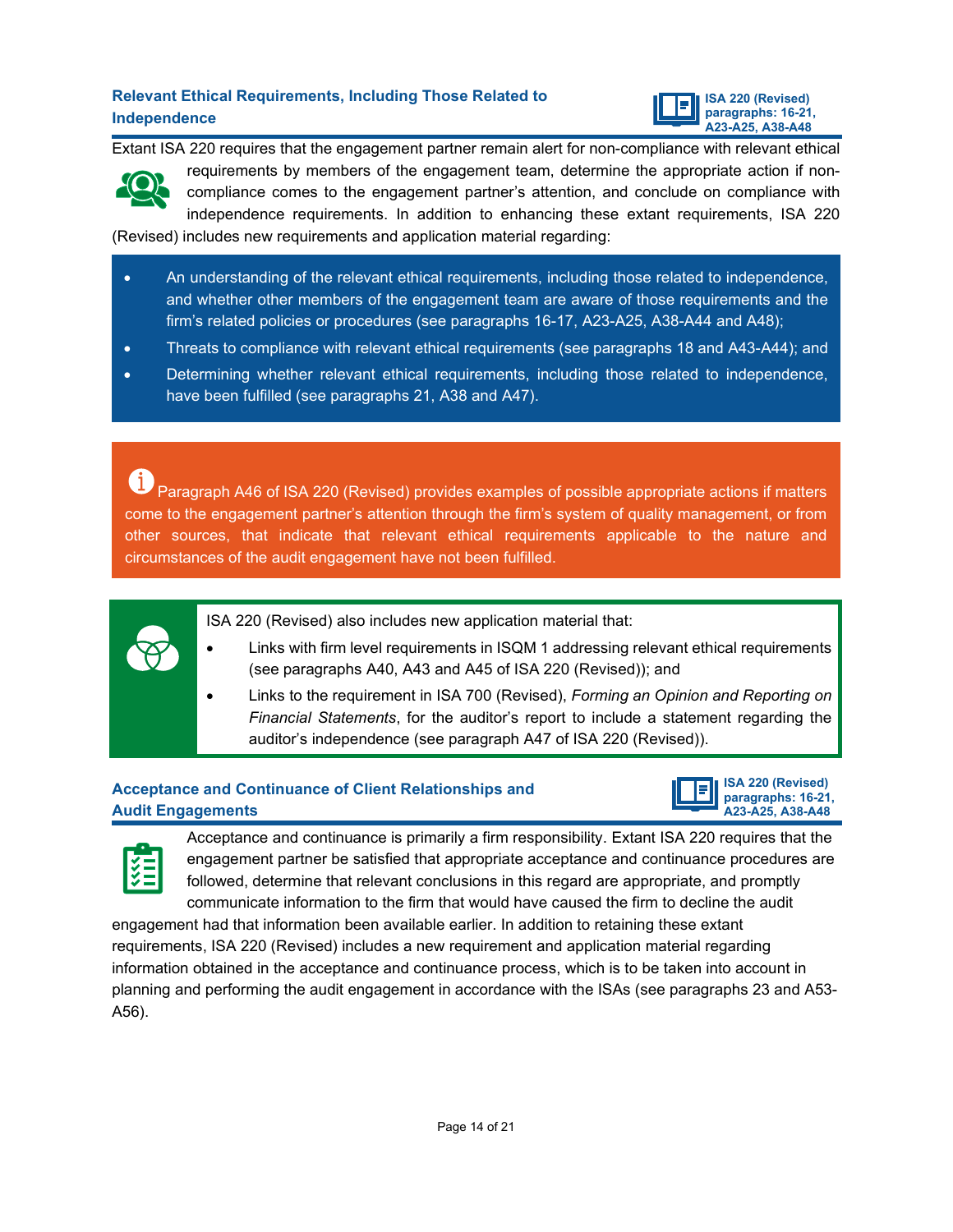## Relevant Ethical Requirements, Including Those Related to Independence

**ISA 220 (Revised) paragraphs: 16-21, A23-A25, A38-A48**

Extant ISA 220 requires that the engagement partner remain alert for non-compliance with relevant ethical requirements by members of the engagement team, determine the appropriate action if non-compliance comes to the engagement partner's attention, and conclude on compliance with independence requirements. In addition to enhancing these extant requirements, ISA 220 (Revised) includes new requirements and application material regarding:

- An understanding of the relevant ethical requirements, including those related to independence, and whether other members of the engagement team are aware of those requirements and the firm's related policies or procedures (see paragraphs 16-17, A23-A25, A38-A44 and A48);
- Threats to compliance with relevant ethical requirements (see paragraphs 18 and A43-A44); and
- Determining whether relevant ethical requirements, including those related to independence, have been fulfilled (see paragraphs 21, A38 and A47).

Paragraph A46 of ISA 220 (Revised) provides examples of possible appropriate actions if matters come to the engagement partner's attention through the firm's system of quality management, or from other sources, that indicate that relevant ethical requirements applicable to the nature and circumstances of the audit engagement have not been fulfilled.

ISA 220 (Revised) also includes new application material that:

- Links with firm level requirements in ISQM 1 addressing relevant ethical requirements (see paragraphs A40, A43 and A45 of ISA 220 (Revised)); and
- Links to the requirement in ISA 700 (Revised), *Forming an Opinion and Reporting on Financial Statements*, for the auditor's report to include a statement regarding the auditor's independence (see paragraph A47 of ISA 220 (Revised)).

## Acceptance and Continuance of Client Relationships and Audit Engagements

**ISA 220 (Revised) paragraphs: 16-21, A23-A25, A38-A48**

Acceptance and continuance is primarily a firm responsibility. Extant ISA 220 requires that the engagement partner be satisfied that appropriate acceptance and continuance procedures are followed, determine that relevant conclusions in this regard are appropriate, and promptly communicate information to the firm that would have caused the firm to decline the audit engagement had that information been available earlier. In addition to retaining these extant requirements, ISA 220 (Revised) includes a new requirement and application material regarding information obtained in the acceptance and continuance process, which is to be taken into account in planning and performing the audit engagement in accordance with the ISAs (see paragraphs 23 and A53-A56).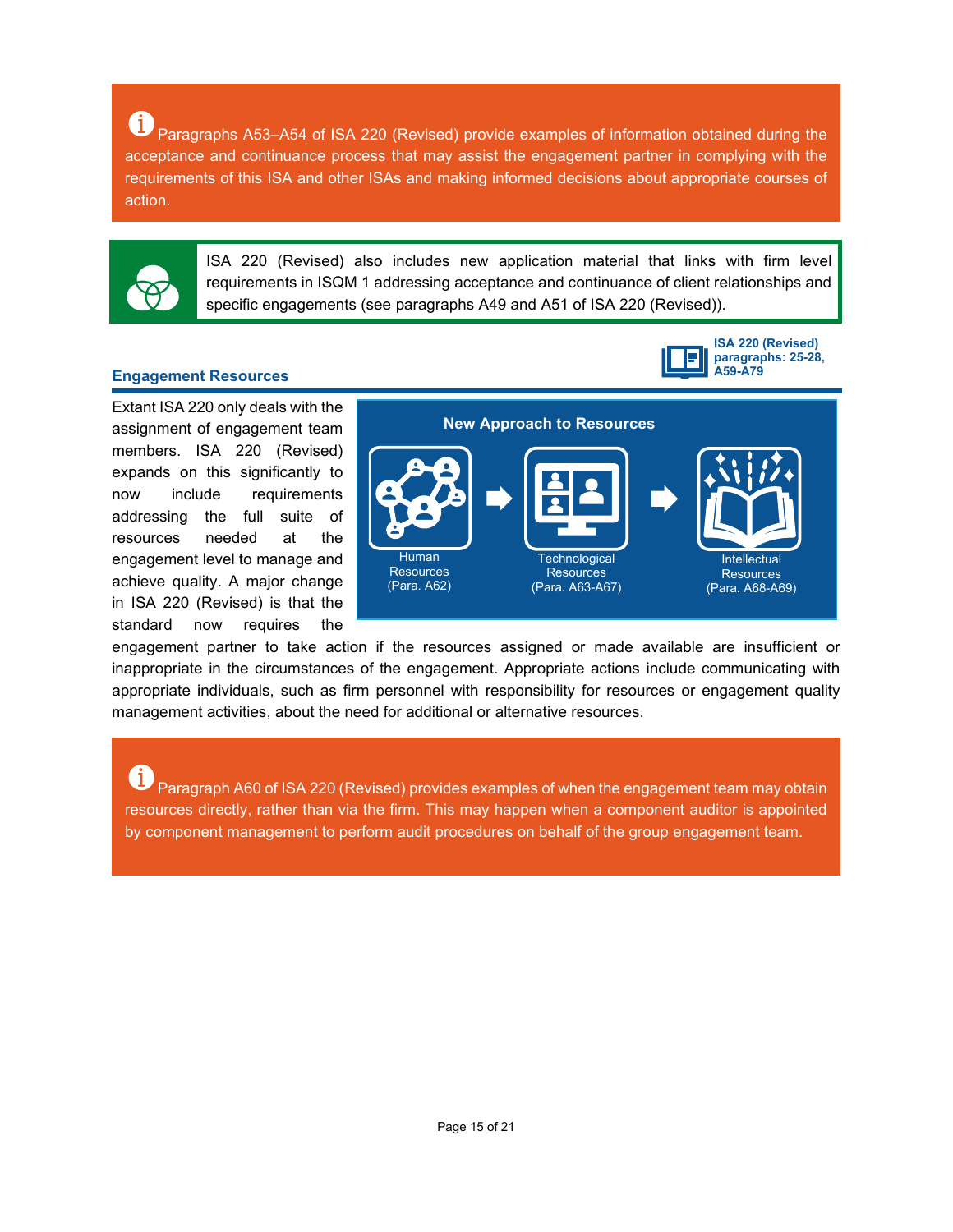Paragraphs A53–A54 of ISA 220 (Revised) provide examples of information obtained during the acceptance and continuance process that may assist the engagement partner in complying with the requirements of this ISA and other ISAs and making informed decisions about appropriate courses of action.

ISA 220 (Revised) also includes new application material that links with firm level requirements in ISQM 1 addressing acceptance and continuance of client relationships and specific engagements (see paragraphs A49 and A51 of ISA 220 (Revised)).

ISA 220 (Revised) paragraphs: 25-28, A59-A79

## Engagement Resources

**New Approach to Resources**

- Human Resources (Para. A62)
- Technological Resources (Para. A63-A67)
- Intellectual Resources (Para. A68-A69)

Extant ISA 220 only deals with the assignment of engagement team members. ISA 220 (Revised) expands on this significantly to now include requirements addressing the full suite of resources needed at the engagement level to manage and achieve quality. A major change in ISA 220 (Revised) is that the standard now requires the engagement partner to take action if the resources assigned or made available are insufficient or inappropriate in the circumstances of the engagement. Appropriate actions include communicating with appropriate individuals, such as firm personnel with responsibility for resources or engagement quality management activities, about the need for additional or alternative resources.

Paragraph A60 of ISA 220 (Revised) provides examples of when the engagement team may obtain resources directly, rather than via the firm. This may happen when a component auditor is appointed by component management to perform audit procedures on behalf of the group engagement team.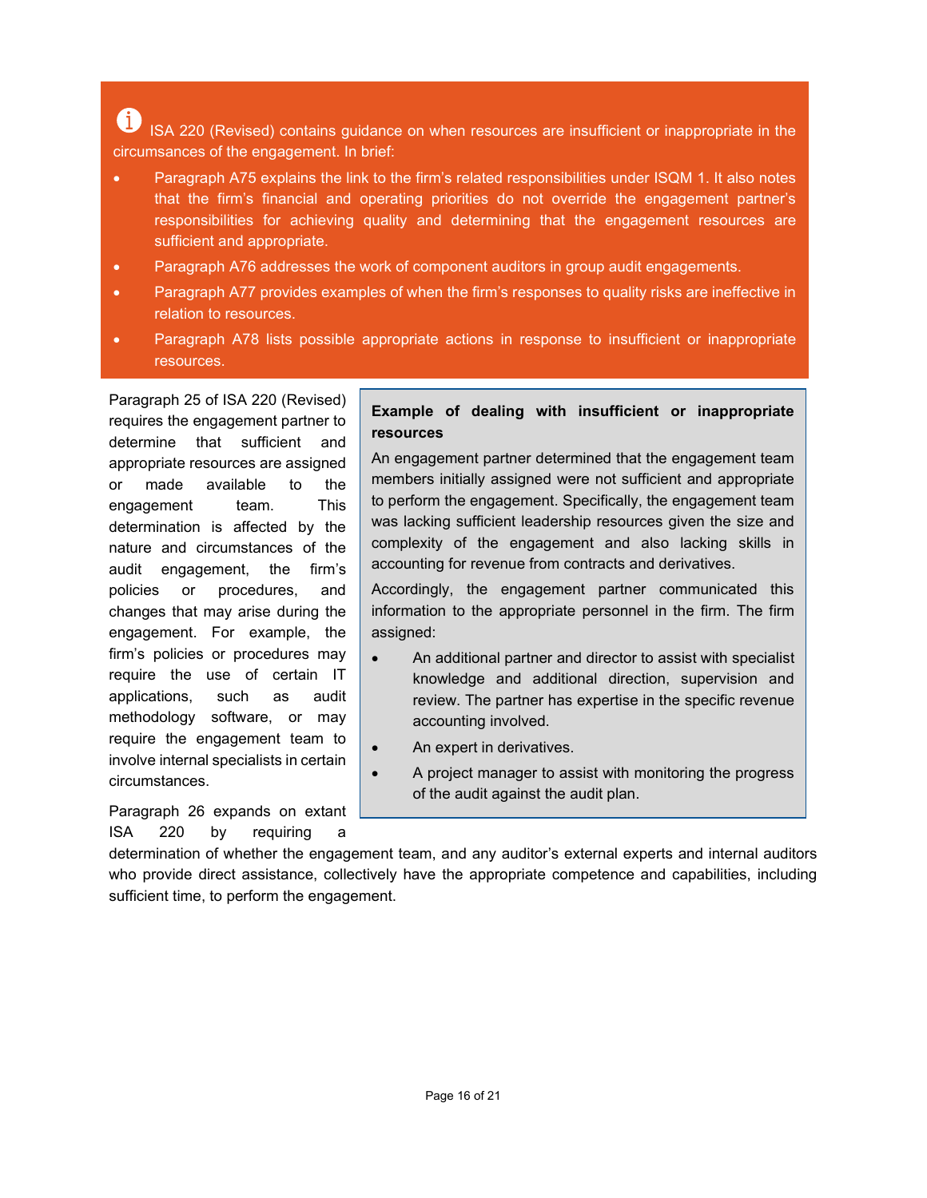ISA 220 (Revised) contains guidance on when resources are insufficient or inappropriate in the circumsances of the engagement. In brief:

- Paragraph A75 explains the link to the firm's related responsibilities under ISQM 1. It also notes that the firm's financial and operating priorities do not override the engagement partner's responsibilities for achieving quality and determining that the engagement resources are sufficient and appropriate.
- Paragraph A76 addresses the work of component auditors in group audit engagements.
- Paragraph A77 provides examples of when the firm's responses to quality risks are ineffective in relation to resources.
- Paragraph A78 lists possible appropriate actions in response to insufficient or inappropriate resources.

Paragraph 25 of ISA 220 (Revised) requires the engagement partner to determine that sufficient and appropriate resources are assigned or made available to the engagement team. This determination is affected by the nature and circumstances of the audit engagement, the firm's policies or procedures, and changes that may arise during the engagement. For example, the firm's policies or procedures may require the use of certain IT applications, such as audit methodology software, or may require the engagement team to involve internal specialists in certain circumstances.

Paragraph 26 expands on extant ISA 220 by requiring a determination of whether the engagement team, and any auditor's external experts and internal auditors who provide direct assistance, collectively have the appropriate competence and capabilities, including sufficient time, to perform the engagement.

**Example of dealing with insufficient or inappropriate resources**

An engagement partner determined that the engagement team members initially assigned were not sufficient and appropriate to perform the engagement. Specifically, the engagement team was lacking sufficient leadership resources given the size and complexity of the engagement and also lacking skills in accounting for revenue from contracts and derivatives.

Accordingly, the engagement partner communicated this information to the appropriate personnel in the firm. The firm assigned:

- An additional partner and director to assist with specialist knowledge and additional direction, supervision and review. The partner has expertise in the specific revenue accounting involved.
- An expert in derivatives.
- A project manager to assist with monitoring the progress of the audit against the audit plan.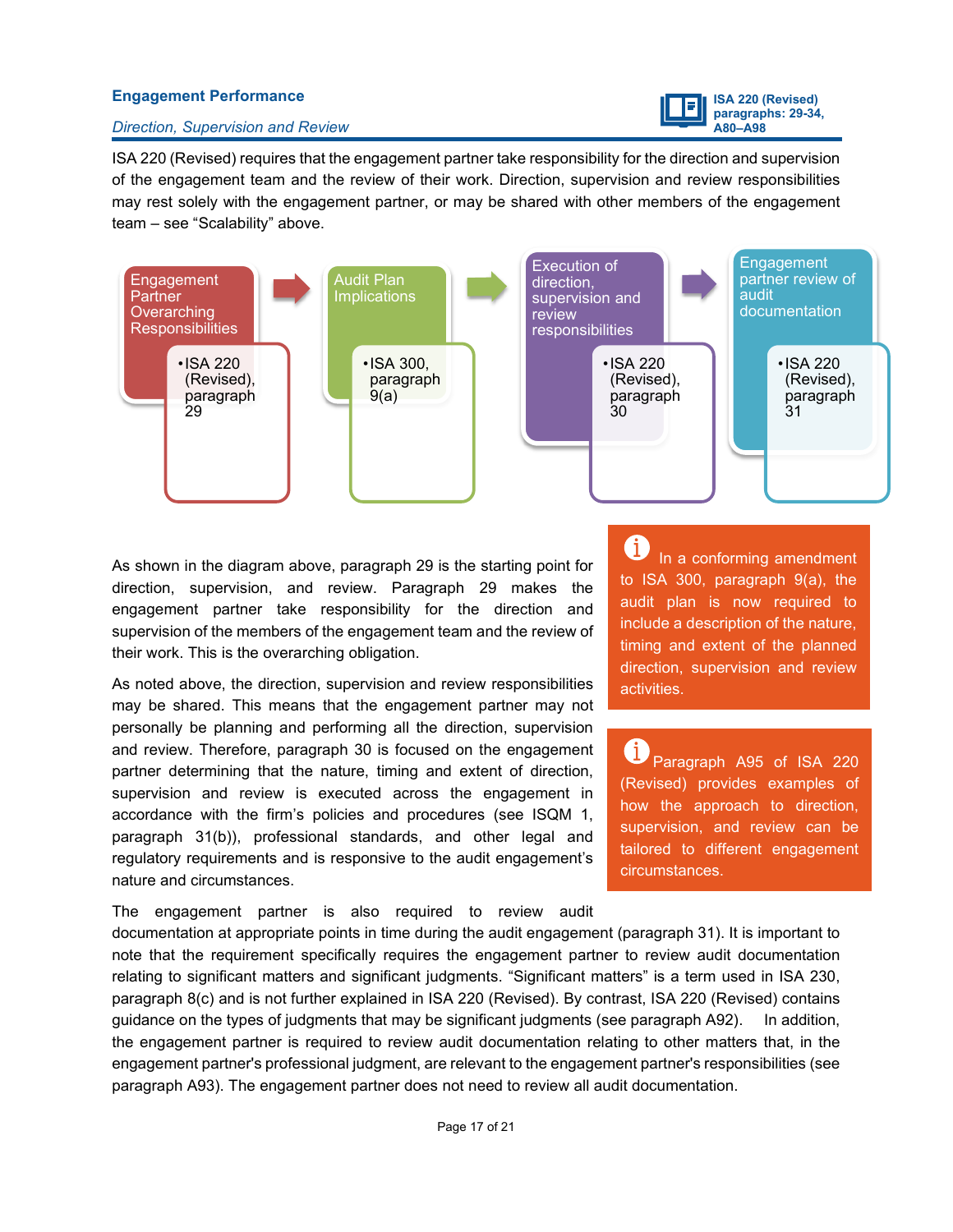## Engagement Performance

*Direction, Supervision and Review*

**ISA 220 (Revised) paragraphs: 29-34, A80–A98**

ISA 220 (Revised) requires that the engagement partner take responsibility for the direction and supervision of the engagement team and the review of their work. Direction, supervision and review responsibilities may rest solely with the engagement partner, or may be shared with other members of the engagement team – see "Scalability" above.

| Engagement Partner Overarching Responsibilities | Audit Plan Implications | Execution of direction, supervision and review responsibilities | Engagement partner review of audit documentation |
|---|---|---|---|
| • ISA 220 (Revised), paragraph 29 | • ISA 300, paragraph 9(a) | • ISA 220 (Revised), paragraph 30 | • ISA 220 (Revised), paragraph 31 |

As shown in the diagram above, paragraph 29 is the starting point for direction, supervision, and review. Paragraph 29 makes the engagement partner take responsibility for the direction and supervision of the members of the engagement team and the review of their work. This is the overarching obligation.

As noted above, the direction, supervision and review responsibilities may be shared. This means that the engagement partner may not personally be planning and performing all the direction, supervision and review. Therefore, paragraph 30 is focused on the engagement partner determining that the nature, timing and extent of direction, supervision and review is executed across the engagement in accordance with the firm's policies and procedures (see ISQM 1, paragraph 31(b)), professional standards, and other legal and regulatory requirements and is responsive to the audit engagement's nature and circumstances.

> In a conforming amendment to ISA 300, paragraph 9(a), the audit plan is now required to include a description of the nature, timing and extent of the planned direction, supervision and review activities.

> Paragraph A95 of ISA 220 (Revised) provides examples of how the approach to direction, supervision, and review can be tailored to different engagement circumstances.

The engagement partner is also required to review audit documentation at appropriate points in time during the audit engagement (paragraph 31). It is important to note that the requirement specifically requires the engagement partner to review audit documentation relating to significant matters and significant judgments. "Significant matters" is a term used in ISA 230, paragraph 8(c) and is not further explained in ISA 220 (Revised). By contrast, ISA 220 (Revised) contains guidance on the types of judgments that may be significant judgments (see paragraph A92). In addition, the engagement partner is required to review audit documentation relating to other matters that, in the engagement partner's professional judgment, are relevant to the engagement partner's responsibilities (see paragraph A93). The engagement partner does not need to review all audit documentation.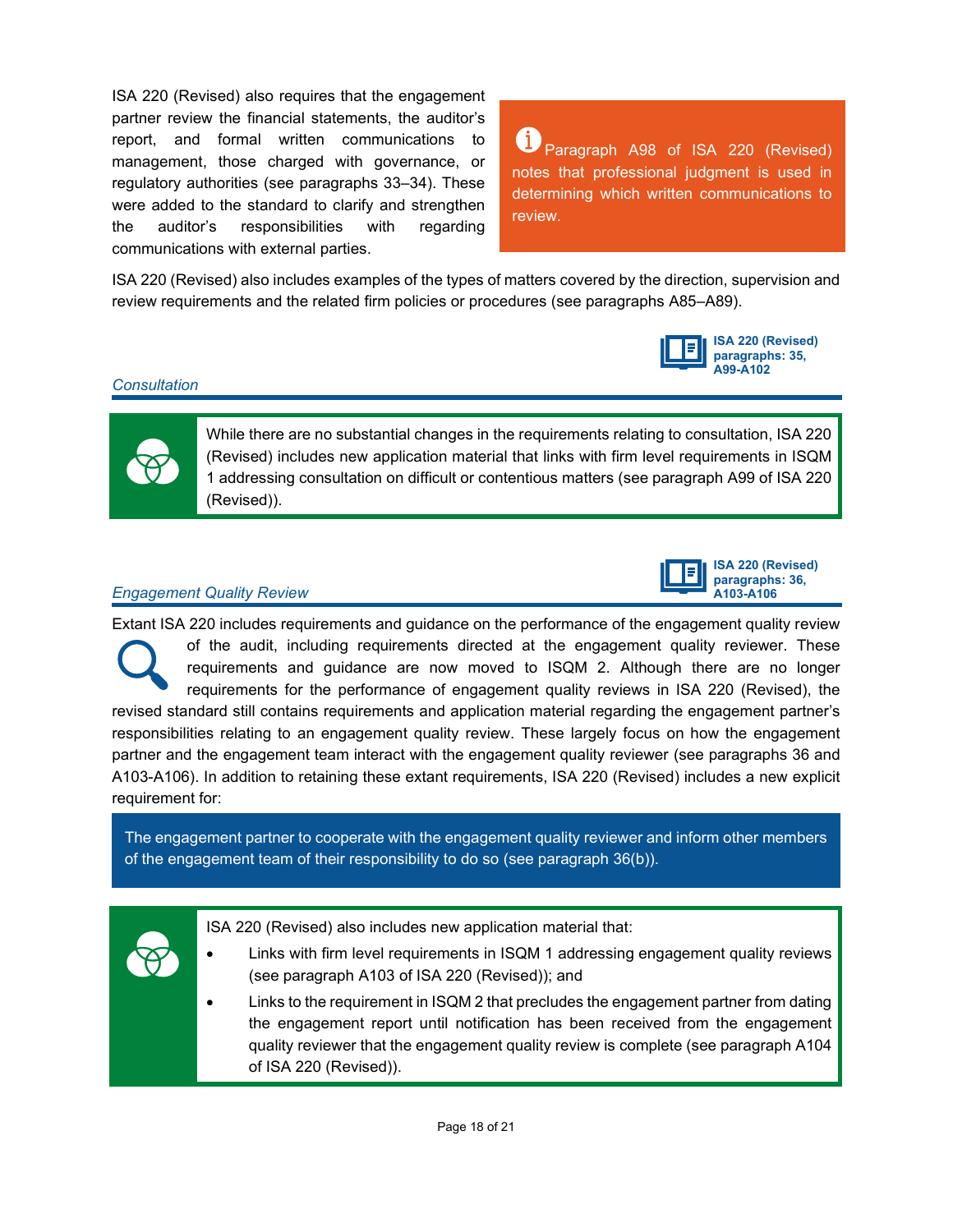ISA 220 (Revised) also requires that the engagement partner review the financial statements, the auditor's report, and formal written communications to management, those charged with governance, or regulatory authorities (see paragraphs 33–34). These were added to the standard to clarify and strengthen the auditor's responsibilities with regarding communications with external parties.

> Paragraph A98 of ISA 220 (Revised) notes that professional judgment is used in determining which written communications to review.

ISA 220 (Revised) also includes examples of the types of matters covered by the direction, supervision and review requirements and the related firm policies or procedures (see paragraphs A85–A89).

### *Consultation*

**ISA 220 (Revised) paragraphs: 35, A99-A102**

> While there are no substantial changes in the requirements relating to consultation, ISA 220 (Revised) includes new application material that links with firm level requirements in ISQM 1 addressing consultation on difficult or contentious matters (see paragraph A99 of ISA 220 (Revised)).

### *Engagement Quality Review*

**ISA 220 (Revised) paragraphs: 36, A103-A106**

Extant ISA 220 includes requirements and guidance on the performance of the engagement quality review of the audit, including requirements directed at the engagement quality reviewer. These requirements and guidance are now moved to ISQM 2. Although there are no longer requirements for the performance of engagement quality reviews in ISA 220 (Revised), the revised standard still contains requirements and application material regarding the engagement partner's responsibilities relating to an engagement quality review. These largely focus on how the engagement partner and the engagement team interact with the engagement quality reviewer (see paragraphs 36 and A103-A106). In addition to retaining these extant requirements, ISA 220 (Revised) includes a new explicit requirement for:

> The engagement partner to cooperate with the engagement quality reviewer and inform other members of the engagement team of their responsibility to do so (see paragraph 36(b)).

> ISA 220 (Revised) also includes new application material that:
>
> - Links with firm level requirements in ISQM 1 addressing engagement quality reviews (see paragraph A103 of ISA 220 (Revised)); and
> - Links to the requirement in ISQM 2 that precludes the engagement partner from dating the engagement report until notification has been received from the engagement quality reviewer that the engagement quality review is complete (see paragraph A104 of ISA 220 (Revised)).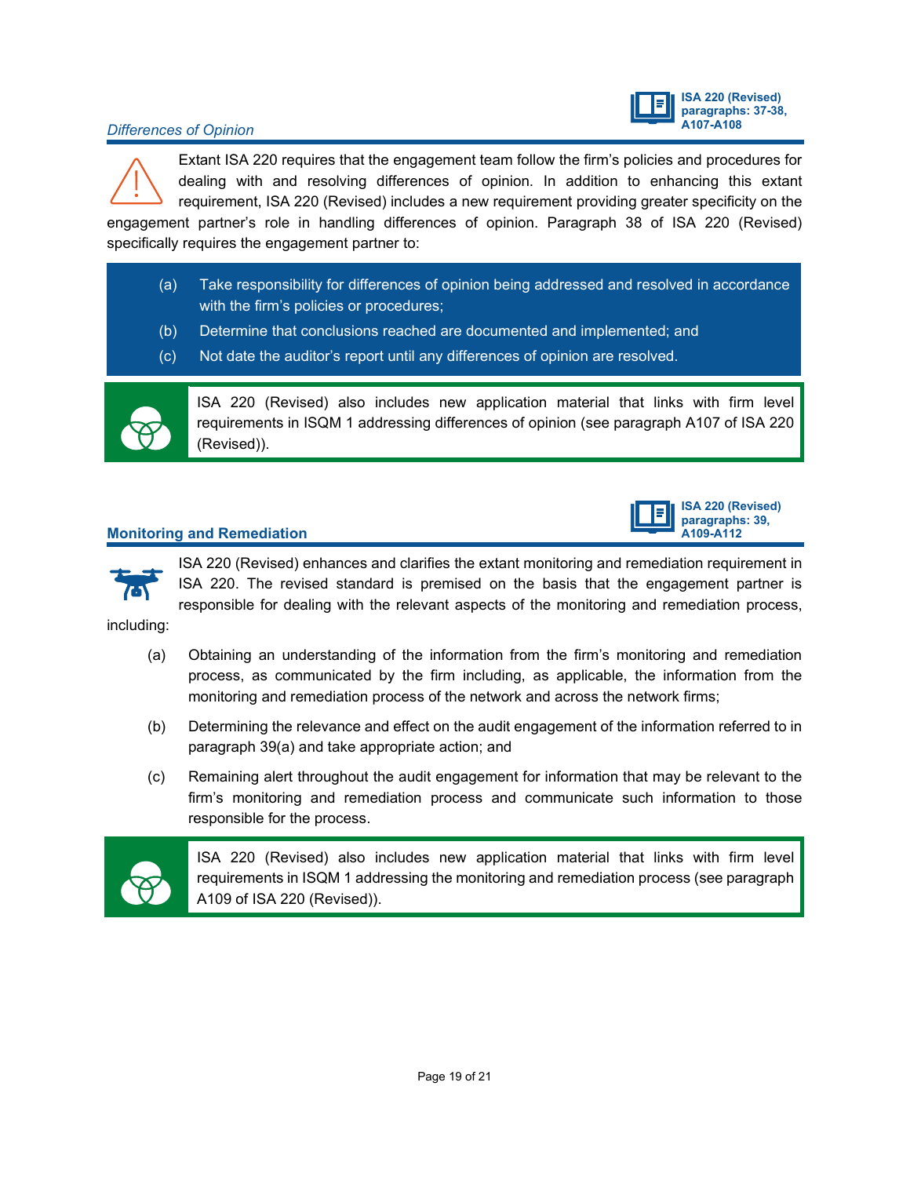### *Differences of Opinion*

**ISA 220 (Revised) paragraphs: 37-38, A107-A108**

Extant ISA 220 requires that the engagement team follow the firm's policies and procedures for dealing with and resolving differences of opinion. In addition to enhancing this extant requirement, ISA 220 (Revised) includes a new requirement providing greater specificity on the engagement partner's role in handling differences of opinion. Paragraph 38 of ISA 220 (Revised) specifically requires the engagement partner to:

(a) Take responsibility for differences of opinion being addressed and resolved in accordance with the firm's policies or procedures;

(b) Determine that conclusions reached are documented and implemented; and

(c) Not date the auditor's report until any differences of opinion are resolved.

ISA 220 (Revised) also includes new application material that links with firm level requirements in ISQM 1 addressing differences of opinion (see paragraph A107 of ISA 220 (Revised)).

### Monitoring and Remediation

**ISA 220 (Revised) paragraphs: 39, A109-A112**

ISA 220 (Revised) enhances and clarifies the extant monitoring and remediation requirement in ISA 220. The revised standard is premised on the basis that the engagement partner is responsible for dealing with the relevant aspects of the monitoring and remediation process, including:

(a) Obtaining an understanding of the information from the firm's monitoring and remediation process, as communicated by the firm including, as applicable, the information from the monitoring and remediation process of the network and across the network firms;

(b) Determining the relevance and effect on the audit engagement of the information referred to in paragraph 39(a) and take appropriate action; and

(c) Remaining alert throughout the audit engagement for information that may be relevant to the firm's monitoring and remediation process and communicate such information to those responsible for the process.

ISA 220 (Revised) also includes new application material that links with firm level requirements in ISQM 1 addressing the monitoring and remediation process (see paragraph A109 of ISA 220 (Revised)).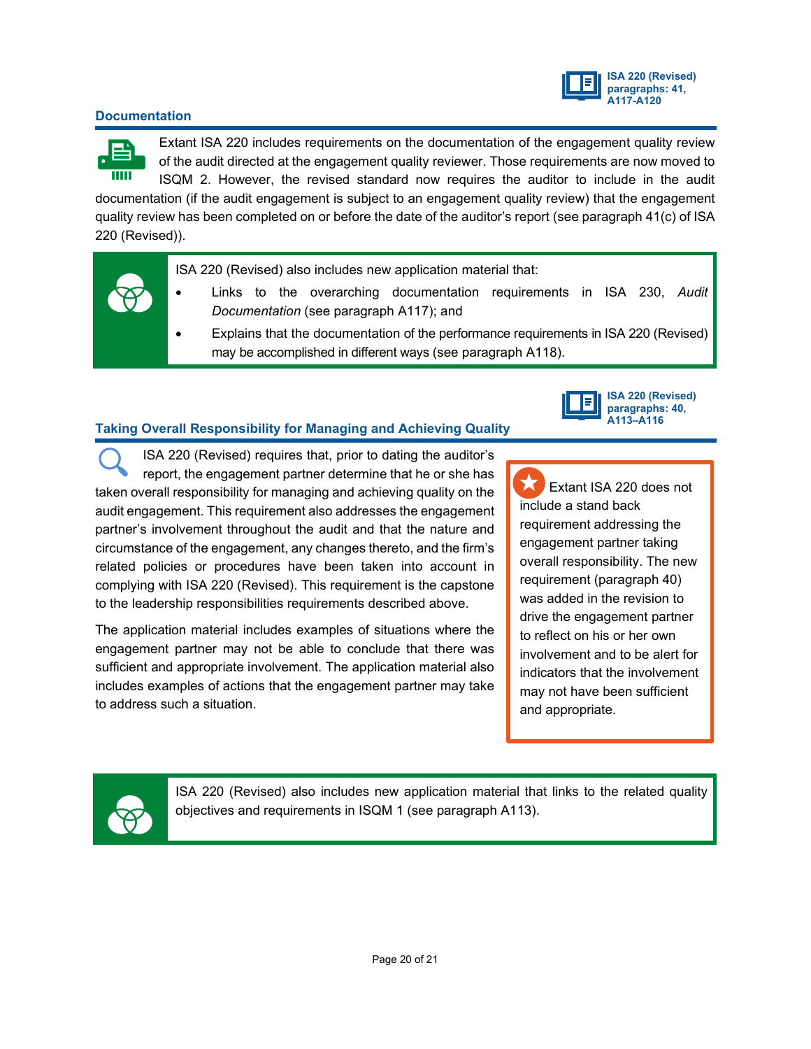ISA 220 (Revised) paragraphs: 41, A117-A120

## Documentation

Extant ISA 220 includes requirements on the documentation of the engagement quality review of the audit directed at the engagement quality reviewer. Those requirements are now moved to ISQM 2. However, the revised standard now requires the auditor to include in the audit documentation (if the audit engagement is subject to an engagement quality review) that the engagement quality review has been completed on or before the date of the auditor's report (see paragraph 41(c) of ISA 220 (Revised)).

> ISA 220 (Revised) also includes new application material that:
>
> - Links to the overarching documentation requirements in ISA 230, *Audit Documentation* (see paragraph A117); and
> - Explains that the documentation of the performance requirements in ISA 220 (Revised) may be accomplished in different ways (see paragraph A118).

ISA 220 (Revised) paragraphs: 40, A113–A116

## Taking Overall Responsibility for Managing and Achieving Quality

ISA 220 (Revised) requires that, prior to dating the auditor's report, the engagement partner determine that he or she has taken overall responsibility for managing and achieving quality on the audit engagement. This requirement also addresses the engagement partner's involvement throughout the audit and that the nature and circumstance of the engagement, any changes thereto, and the firm's related policies or procedures have been taken into account in complying with ISA 220 (Revised). This requirement is the capstone to the leadership responsibilities requirements described above.

The application material includes examples of situations where the engagement partner may not be able to conclude that there was sufficient and appropriate involvement. The application material also includes examples of actions that the engagement partner may take to address such a situation.

> Extant ISA 220 does not include a stand back requirement addressing the engagement partner taking overall responsibility. The new requirement (paragraph 40) was added in the revision to drive the engagement partner to reflect on his or her own involvement and to be alert for indicators that the involvement may not have been sufficient and appropriate.

> ISA 220 (Revised) also includes new application material that links to the related quality objectives and requirements in ISQM 1 (see paragraph A113).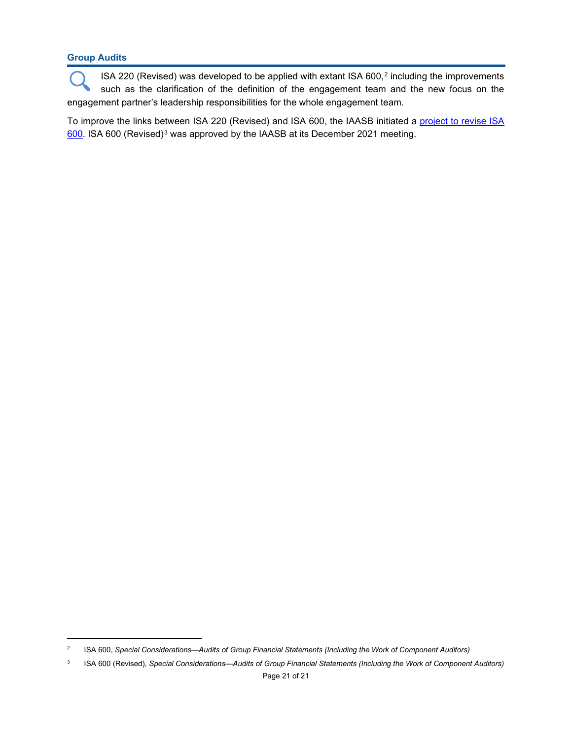## Group Audits

ISA 220 (Revised) was developed to be applied with extant ISA 600,[2] including the improvements such as the clarification of the definition of the engagement team and the new focus on the engagement partner's leadership responsibilities for the whole engagement team.

To improve the links between ISA 220 (Revised) and ISA 600, the IAASB initiated a project to revise ISA 600. ISA 600 (Revised)[3] was approved by the IAASB at its December 2021 meeting.

---

[2] ISA 600, *Special Considerations—Audits of Group Financial Statements (Including the Work of Component Auditors)*

[3] ISA 600 (Revised), *Special Considerations—Audits of Group Financial Statements (Including the Work of Component Auditors)*